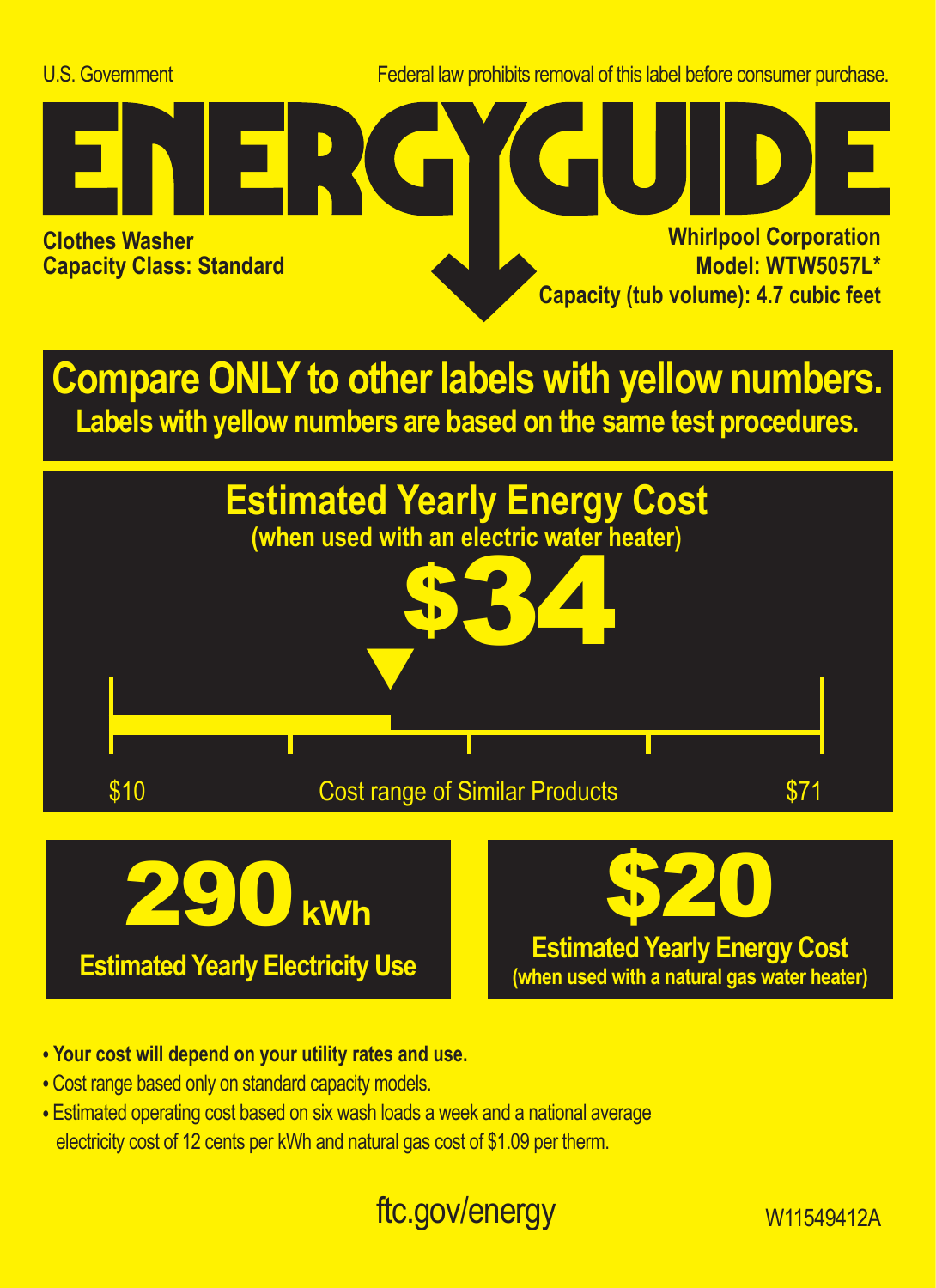U.S. Government

Federal law prohibits removal of this label before consumer purchase.

# ENERGYGUIDE

**Clothes Washer**
**Capacity Class: Standard**

**Whirlpool Corporation**
**Model: WTW5057L***
**Capacity (tub volume): 4.7 cubic feet**

## Compare ONLY to other labels with yellow numbers.

**Labels with yellow numbers are based on the same test procedures.**

## Estimated Yearly Energy Cost

**(when used with an electric water heater)**

# $34

$10 — Cost range of Similar Products — $71

# 290 kWh

**Estimated Yearly Electricity Use**

# $20

**Estimated Yearly Energy Cost**
**(when used with a natural gas water heater)**

- **Your cost will depend on your utility rates and use.**
- Cost range based only on standard capacity models.
- Estimated operating cost based on six wash loads a week and a national average electricity cost of 12 cents per kWh and natural gas cost of $1.09 per therm.

ftc.gov/energy

W11549412A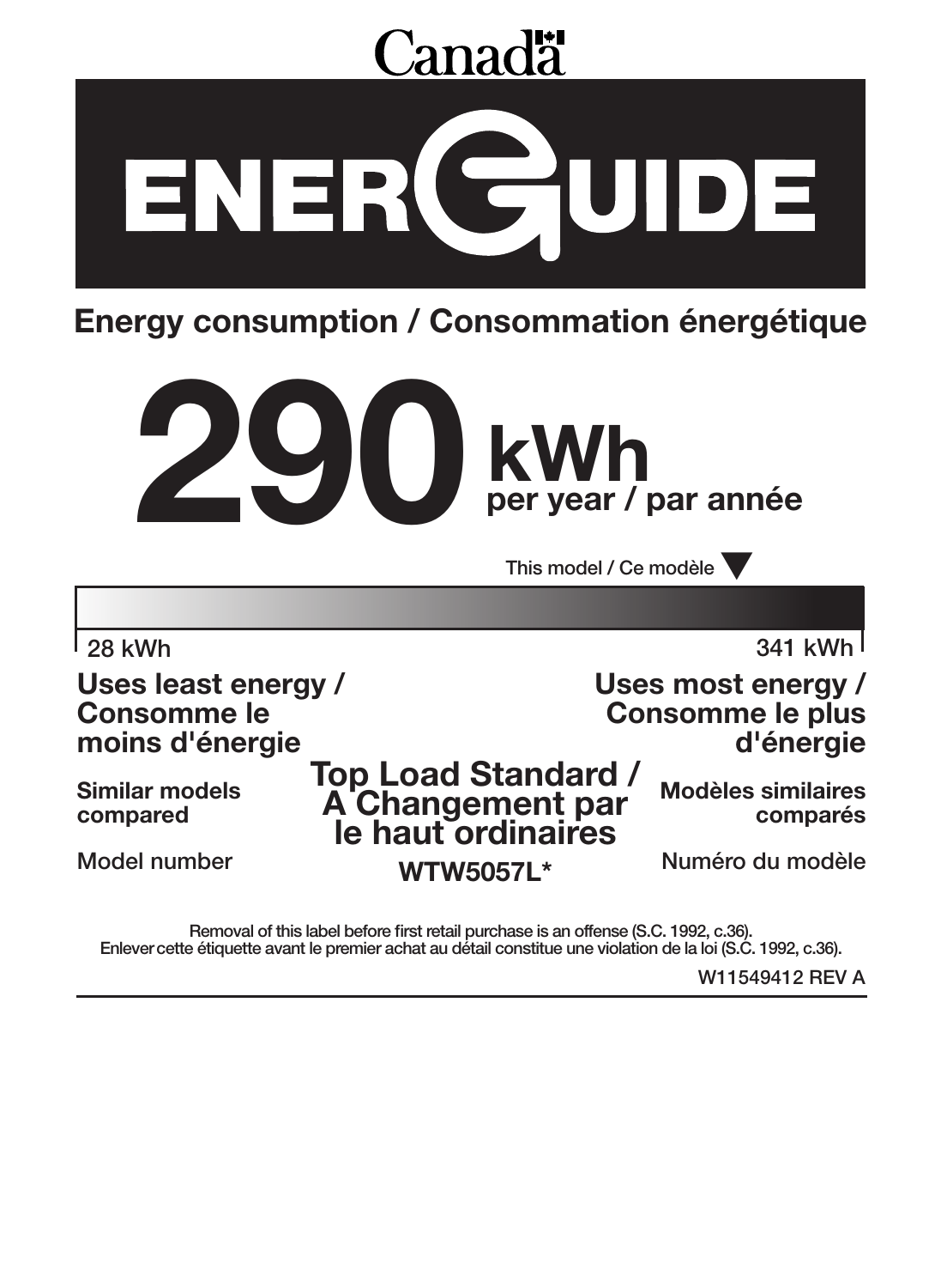Canada

# ENERGUIDE

## Energy consumption / Consommation énergétique

# 290 kWh

**per year / par année**

This model / Ce modèle ▼

28 kWh

341 kWh

**Uses least energy / Consomme le moins d'énergie**

**Uses most energy / Consomme le plus d'énergie**

**Similar models compared**

## Top Load Standard / A Changement par le haut ordinaires

**Modèles similaires comparés**

Model number

**WTW5057L***

Numéro du modèle

**Removal of this label before first retail purchase is an offense (S.C. 1992, c.36).**
**Enlever cette étiquette avant le premier achat au détail constitue une violation de la loi (S.C. 1992, c.36).**

W11549412 REV A